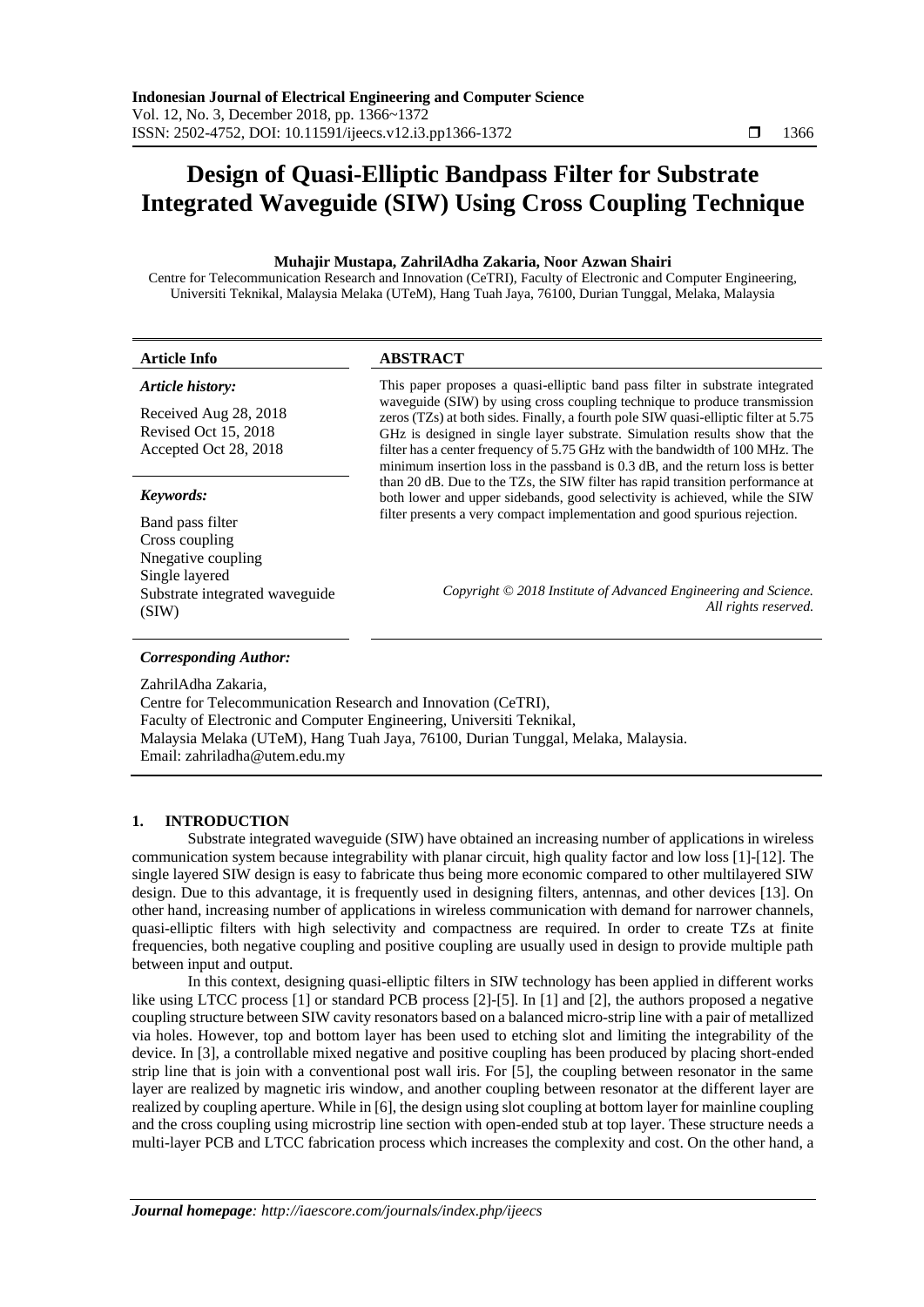# Design of Quasi-Elliptic Bandpass Filter for Substrate Integrated Waveguide (SIW) Using Cross Coupling Technique

**Muhajir Mustapa, ZahrilAdha Zakaria, Noor Azwan Shairi**

Centre for Telecommunication Research and Innovation (CeTRI), Faculty of Electronic and Computer Engineering, Universiti Teknikal, Malaysia Melaka (UTeM), Hang Tuah Jaya, 76100, Durian Tunggal, Melaka, Malaysia

| **Article Info** | **ABSTRACT** |
|---|---|
| ***Article history:*** Received Aug 28, 2018 Revised Oct 15, 2018 Accepted Oct 28, 2018 | This paper proposes a quasi-elliptic band pass filter in substrate integrated waveguide (SIW) by using cross coupling technique to produce transmission zeros (TZs) at both sides. Finally, a fourth pole SIW quasi-elliptic filter at 5.75 GHz is designed in single layer substrate. Simulation results show that the filter has a center frequency of 5.75 GHz with the bandwidth of 100 MHz. The minimum insertion loss in the passband is 0.3 dB, and the return loss is better than 20 dB. Due to the TZs, the SIW filter has rapid transition performance at both lower and upper sidebands, good selectivity is achieved, while the SIW filter presents a very compact implementation and good spurious rejection. |
| ***Keywords:*** Band pass filter, Cross coupling, Nnegative coupling, Single layered, Substrate integrated waveguide (SIW) | *Copyright © 2018 Institute of Advanced Engineering and Science. All rights reserved.* |

***Corresponding Author:***

ZahrilAdha Zakaria,
Centre for Telecommunication Research and Innovation (CeTRI),
Faculty of Electronic and Computer Engineering, Universiti Teknikal,
Malaysia Melaka (UTeM), Hang Tuah Jaya, 76100, Durian Tunggal, Melaka, Malaysia.
Email: zahriladha@utem.edu.my

## 1. INTRODUCTION

Substrate integrated waveguide (SIW) have obtained an increasing number of applications in wireless communication system because integrability with planar circuit, high quality factor and low loss [1]-[12]. The single layered SIW design is easy to fabricate thus being more economic compared to other multilayered SIW design. Due to this advantage, it is frequently used in designing filters, antennas, and other devices [13]. On other hand, increasing number of applications in wireless communication with demand for narrower channels, quasi-elliptic filters with high selectivity and compactness are required. In order to create TZs at finite frequencies, both negative coupling and positive coupling are usually used in design to provide multiple path between input and output.

In this context, designing quasi-elliptic filters in SIW technology has been applied in different works like using LTCC process [1] or standard PCB process [2]-[5]. In [1] and [2], the authors proposed a negative coupling structure between SIW cavity resonators based on a balanced micro-strip line with a pair of metallized via holes. However, top and bottom layer has been used to etching slot and limiting the integrability of the device. In [3], a controllable mixed negative and positive coupling has been produced by placing short-ended strip line that is join with a conventional post wall iris. For [5], the coupling between resonator in the same layer are realized by magnetic iris window, and another coupling between resonator at the different layer are realized by coupling aperture. While in [6], the design using slot coupling at bottom layer for mainline coupling and the cross coupling using microstrip line section with open-ended stub at top layer. These structure needs a multi-layer PCB and LTCC fabrication process which increases the complexity and cost. On the other hand, a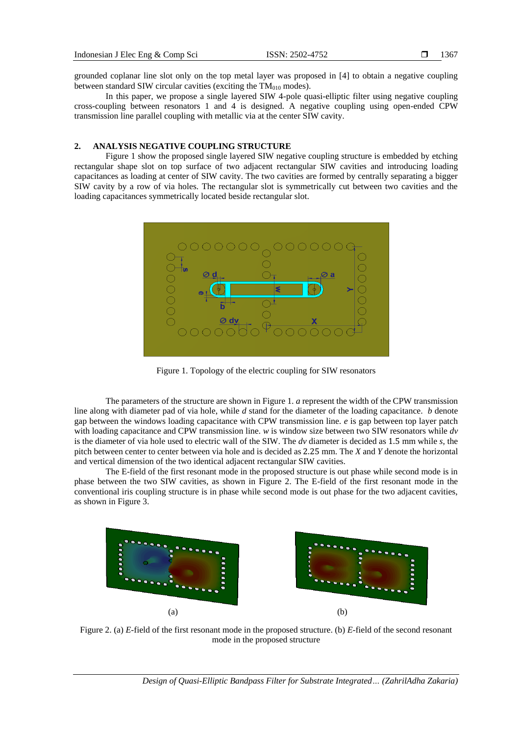grounded coplanar line slot only on the top metal layer was proposed in [4] to obtain a negative coupling between standard SIW circular cavities (exciting the $TM_{010}$ modes).

In this paper, we propose a single layered SIW 4-pole quasi-elliptic filter using negative coupling cross-coupling between resonators 1 and 4 is designed. A negative coupling using open-ended CPW transmission line parallel coupling with metallic via at the center SIW cavity.

## 2. ANALYSIS NEGATIVE COUPLING STRUCTURE

Figure 1 show the proposed single layered SIW negative coupling structure is embedded by etching rectangular shape slot on top surface of two adjacent rectangular SIW cavities and introducing loading capacitances as loading at center of SIW cavity. The two cavities are formed by centrally separating a bigger SIW cavity by a row of via holes. The rectangular slot is symmetrically cut between two cavities and the loading capacitances symmetrically located beside rectangular slot.

Figure 1. Topology of the electric coupling for SIW resonators

The parameters of the structure are shown in Figure 1. *a* represent the width of the CPW transmission line along with diameter pad of via hole, while *d* stand for the diameter of the loading capacitance. *b* denote gap between the windows loading capacitance with CPW transmission line. *e* is gap between top layer patch with loading capacitance and CPW transmission line. *w* is window size between two SIW resonators while *dv* is the diameter of via hole used to electric wall of the SIW. The *dv* diameter is decided as 1.5 mm while *s*, the pitch between center to center between via hole and is decided as 2.25 mm. The *X* and *Y* denote the horizontal and vertical dimension of the two identical adjacent rectangular SIW cavities.

The E-field of the first resonant mode in the proposed structure is out phase while second mode is in phase between the two SIW cavities, as shown in Figure 2. The E-field of the first resonant mode in the conventional iris coupling structure is in phase while second mode is out phase for the two adjacent cavities, as shown in Figure 3.

(a) (b)

Figure 2. (a) *E*-field of the first resonant mode in the proposed structure. (b) *E*-field of the second resonant mode in the proposed structure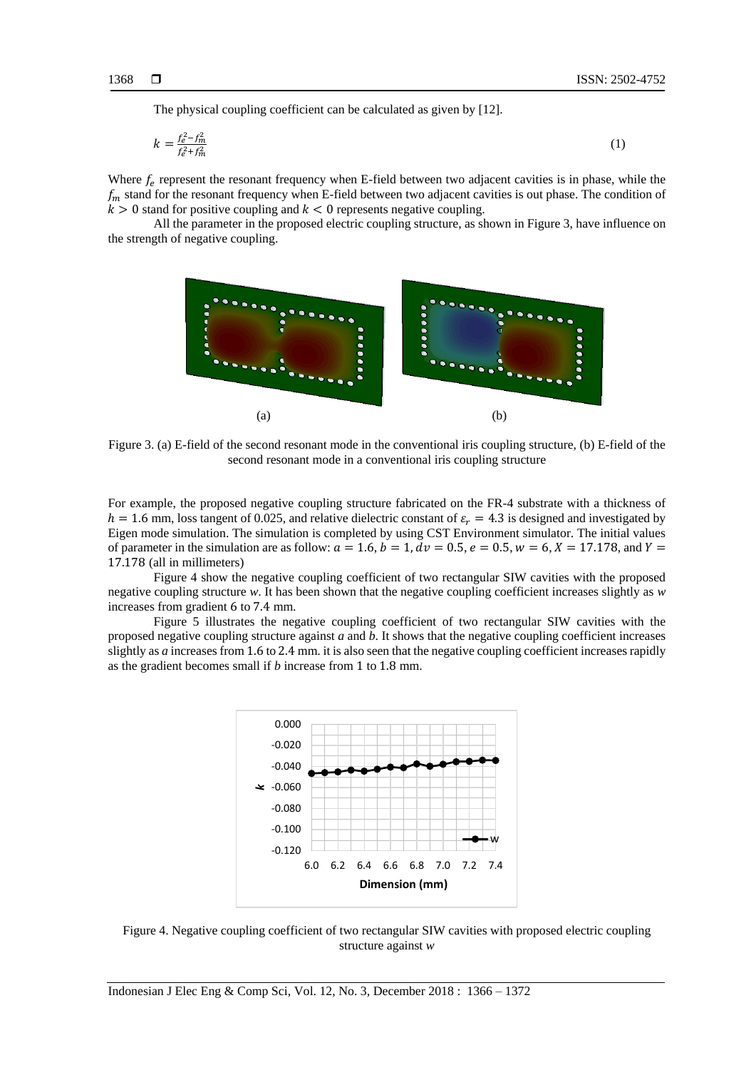The physical coupling coefficient can be calculated as given by [12].

$$k = \frac{f_e^2 - f_m^2}{f_e^2 + f_m^2} \tag{1}$$

Where $f_e$ represent the resonant frequency when E-field between two adjacent cavities is in phase, while the $f_m$ stand for the resonant frequency when E-field between two adjacent cavities is out phase. The condition of $k > 0$ stand for positive coupling and $k < 0$ represents negative coupling.

All the parameter in the proposed electric coupling structure, as shown in Figure 3, have influence on the strength of negative coupling.

(a) (b)

Figure 3. (a) E-field of the second resonant mode in the conventional iris coupling structure, (b) E-field of the second resonant mode in a conventional iris coupling structure

For example, the proposed negative coupling structure fabricated on the FR-4 substrate with a thickness of $h = 1.6$ mm, loss tangent of 0.025, and relative dielectric constant of $\varepsilon_r = 4.3$ is designed and investigated by Eigen mode simulation. The simulation is completed by using CST Environment simulator. The initial values of parameter in the simulation are as follow: $a = 1.6$, $b = 1$, $dv = 0.5$, $e = 0.5$, $w = 6$, $X = 17.178$, and $Y = 17.178$ (all in millimeters)

Figure 4 show the negative coupling coefficient of two rectangular SIW cavities with the proposed negative coupling structure *w*. It has been shown that the negative coupling coefficient increases slightly as *w* increases from gradient 6 to 7.4 mm.

Figure 5 illustrates the negative coupling coefficient of two rectangular SIW cavities with the proposed negative coupling structure against *a* and *b*. It shows that the negative coupling coefficient increases slightly as *a* increases from 1.6 to 2.4 mm. it is also seen that the negative coupling coefficient increases rapidly as the gradient becomes small if *b* increase from 1 to 1.8 mm.

Figure 4. Negative coupling coefficient of two rectangular SIW cavities with proposed electric coupling structure against *w*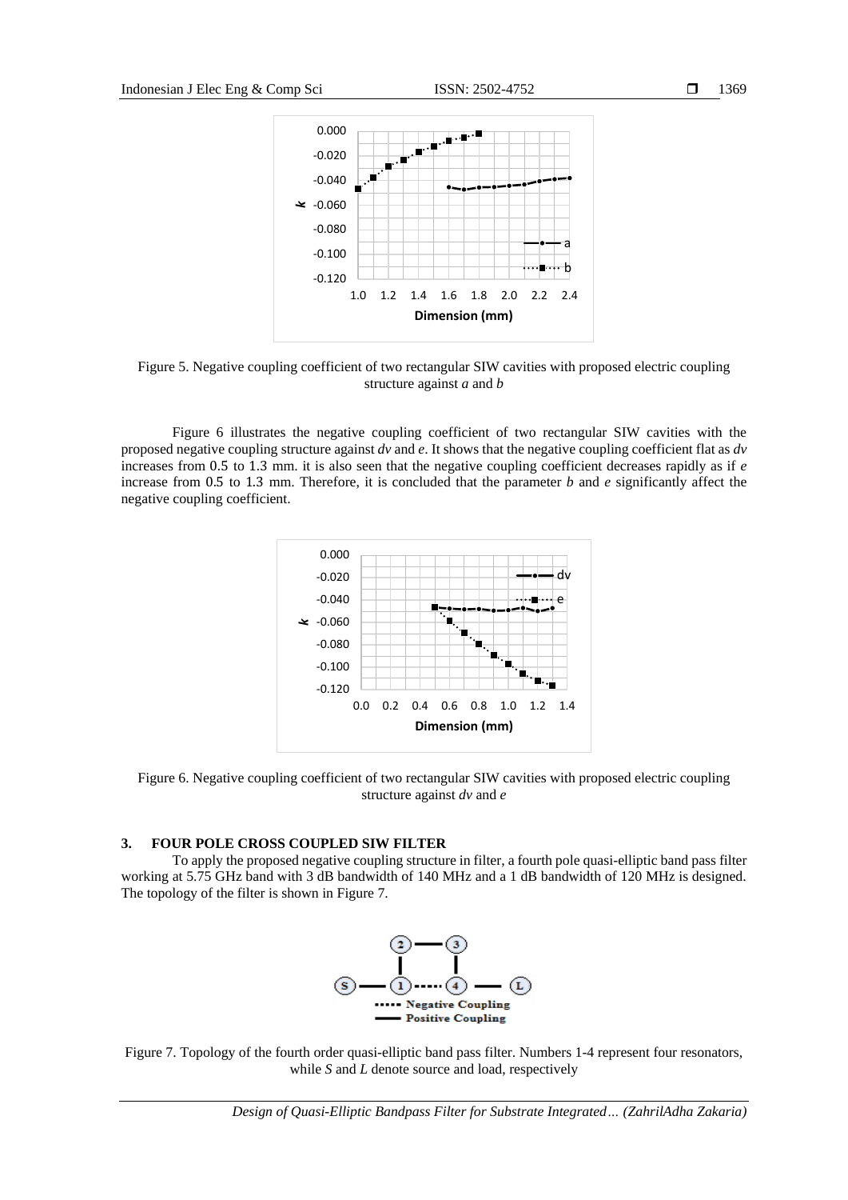Figure 5. Negative coupling coefficient of two rectangular SIW cavities with proposed electric coupling structure against *a* and *b*

Figure 6 illustrates the negative coupling coefficient of two rectangular SIW cavities with the proposed negative coupling structure against *dv* and *e*. It shows that the negative coupling coefficient flat as *dv* increases from 0.5 to 1.3 mm. it is also seen that the negative coupling coefficient decreases rapidly as if *e* increase from 0.5 to 1.3 mm. Therefore, it is concluded that the parameter *b* and *e* significantly affect the negative coupling coefficient.

Figure 6. Negative coupling coefficient of two rectangular SIW cavities with proposed electric coupling structure against *dv* and *e*

## 3. FOUR POLE CROSS COUPLED SIW FILTER

To apply the proposed negative coupling structure in filter, a fourth pole quasi-elliptic band pass filter working at 5.75 GHz band with 3 dB bandwidth of 140 MHz and a 1 dB bandwidth of 120 MHz is designed. The topology of the filter is shown in Figure 7.

Figure 7. Topology of the fourth order quasi-elliptic band pass filter. Numbers 1-4 represent four resonators, while *S* and *L* denote source and load, respectively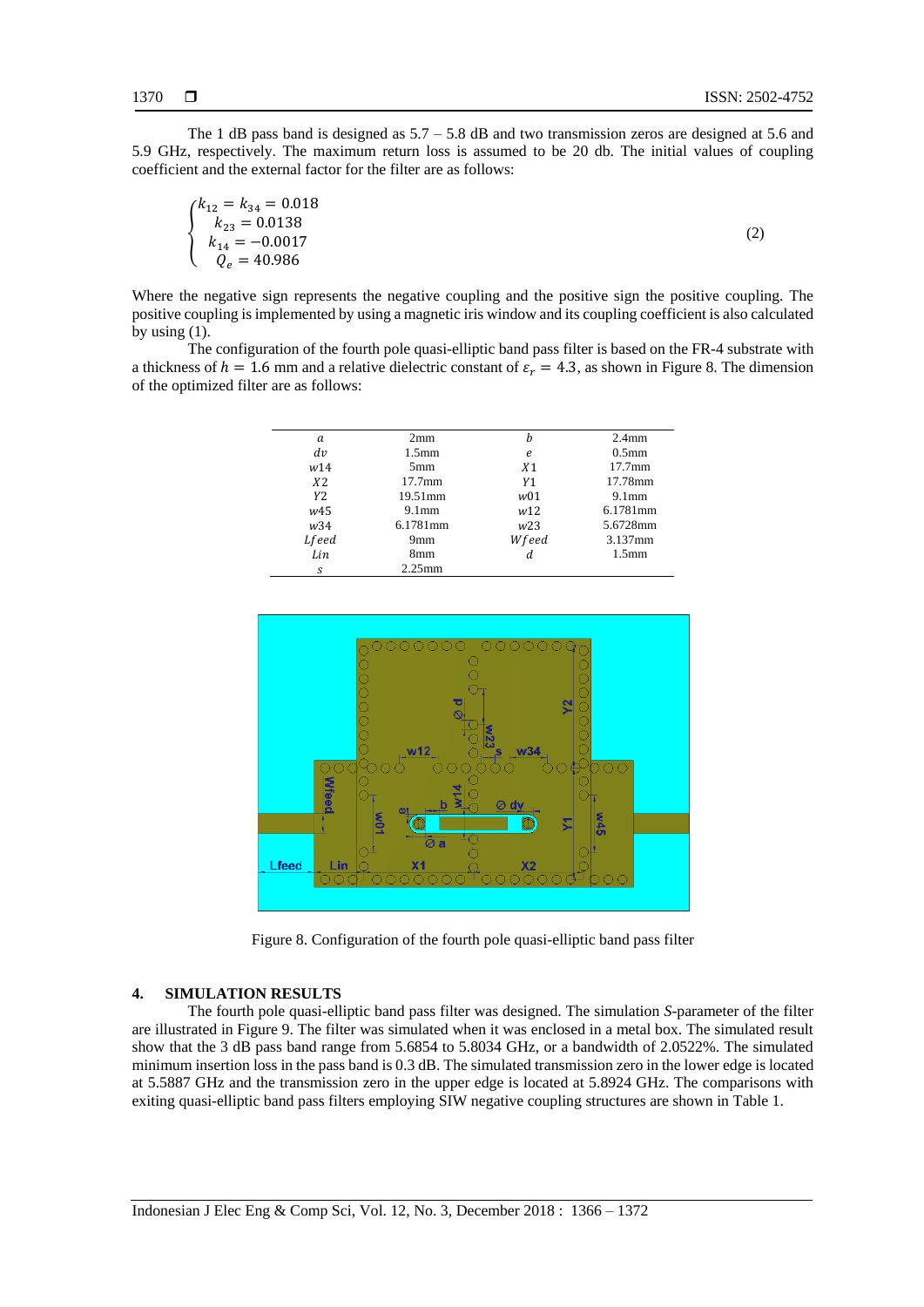The 1 dB pass band is designed as 5.7 – 5.8 dB and two transmission zeros are designed at 5.6 and 5.9 GHz, respectively. The maximum return loss is assumed to be 20 db. The initial values of coupling coefficient and the external factor for the filter are as follows:

$$\begin{cases} k_{12} = k_{34} = 0.018 \\ k_{23} = 0.0138 \\ k_{14} = -0.0017 \\ Q_e = 40.986 \end{cases} \quad (2)$$

Where the negative sign represents the negative coupling and the positive sign the positive coupling. The positive coupling is implemented by using a magnetic iris window and its coupling coefficient is also calculated by using (1).

The configuration of the fourth pole quasi-elliptic band pass filter is based on the FR-4 substrate with a thickness of $h = 1.6$ mm and a relative dielectric constant of $\varepsilon_r = 4.3$, as shown in Figure 8. The dimension of the optimized filter are as follows:

| | | | |
|---|---|---|---|
| $a$ | 2mm | $b$ | 2.4mm |
| $dv$ | 1.5mm | $e$ | 0.5mm |
| $w14$ | 5mm | $X1$ | 17.7mm |
| $X2$ | 17.7mm | $Y1$ | 17.78mm |
| $Y2$ | 19.51mm | $w01$ | 9.1mm |
| $w45$ | 9.1mm | $w12$ | 6.1781mm |
| $w34$ | 6.1781mm | $w23$ | 5.6728mm |
| $Lfeed$ | 9mm | $Wfeed$ | 3.137mm |
| $Lin$ | 8mm | $d$ | 1.5mm |
| $s$ | 2.25mm | | |

Figure 8. Configuration of the fourth pole quasi-elliptic band pass filter

## 4. SIMULATION RESULTS

The fourth pole quasi-elliptic band pass filter was designed. The simulation *S*-parameter of the filter are illustrated in Figure 9. The filter was simulated when it was enclosed in a metal box. The simulated result show that the 3 dB pass band range from 5.6854 to 5.8034 GHz, or a bandwidth of 2.0522%. The simulated minimum insertion loss in the pass band is 0.3 dB. The simulated transmission zero in the lower edge is located at 5.5887 GHz and the transmission zero in the upper edge is located at 5.8924 GHz. The comparisons with exiting quasi-elliptic band pass filters employing SIW negative coupling structures are shown in Table 1.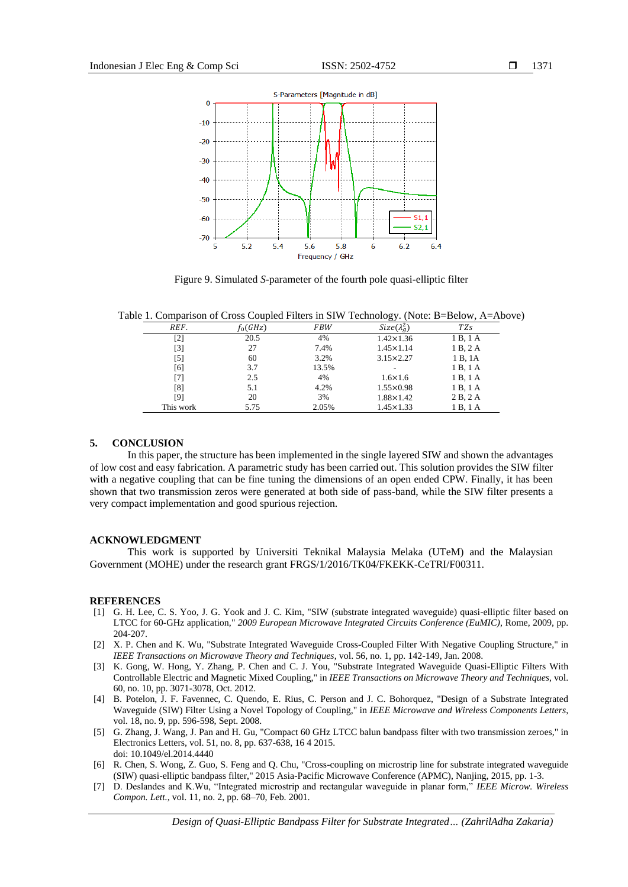Figure 9. Simulated *S*-parameter of the fourth pole quasi-elliptic filter

Table 1. Comparison of Cross Coupled Filters in SIW Technology. (Note: B=Below, A=Above)

| *REF.* | $f_0(GHz)$ | *FBW* | $Size(\lambda_g^2)$ | *TZs* |
|---|---|---|---|---|
| [2] | 20.5 | 4% | 1.42×1.36 | 1 B, 1 A |
| [3] | 27 | 7.4% | 1.45×1.14 | 1 B, 2 A |
| [5] | 60 | 3.2% | 3.15×2.27 | 1 B, 1A |
| [6] | 3.7 | 13.5% | - | 1 B, 1 A |
| [7] | 2.5 | 4% | 1.6×1.6 | 1 B, 1 A |
| [8] | 5.1 | 4.2% | 1.55×0.98 | 1 B, 1 A |
| [9] | 20 | 3% | 1.88×1.42 | 2 B, 2 A |
| This work | 5.75 | 2.05% | 1.45×1.33 | 1 B, 1 A |

## 5. CONCLUSION

In this paper, the structure has been implemented in the single layered SIW and shown the advantages of low cost and easy fabrication. A parametric study has been carried out. This solution provides the SIW filter with a negative coupling that can be fine tuning the dimensions of an open ended CPW. Finally, it has been shown that two transmission zeros were generated at both side of pass-band, while the SIW filter presents a very compact implementation and good spurious rejection.

## ACKNOWLEDGMENT

This work is supported by Universiti Teknikal Malaysia Melaka (UTeM) and the Malaysian Government (MOHE) under the research grant FRGS/1/2016/TK04/FKEKK-CeTRI/F00311.

## REFERENCES

[1] G. H. Lee, C. S. Yoo, J. G. Yook and J. C. Kim, "SIW (substrate integrated waveguide) quasi-elliptic filter based on LTCC for 60-GHz application," *2009 European Microwave Integrated Circuits Conference (EuMIC)*, Rome, 2009, pp. 204-207.

[2] X. P. Chen and K. Wu, "Substrate Integrated Waveguide Cross-Coupled Filter With Negative Coupling Structure," in *IEEE Transactions on Microwave Theory and Techniques*, vol. 56, no. 1, pp. 142-149, Jan. 2008.

[3] K. Gong, W. Hong, Y. Zhang, P. Chen and C. J. You, "Substrate Integrated Waveguide Quasi-Elliptic Filters With Controllable Electric and Magnetic Mixed Coupling," in *IEEE Transactions on Microwave Theory and Techniques*, vol. 60, no. 10, pp. 3071-3078, Oct. 2012.

[4] B. Potelon, J. F. Favennec, C. Quendo, E. Rius, C. Person and J. C. Bohorquez, "Design of a Substrate Integrated Waveguide (SIW) Filter Using a Novel Topology of Coupling," in *IEEE Microwave and Wireless Components Letters*, vol. 18, no. 9, pp. 596-598, Sept. 2008.

[5] G. Zhang, J. Wang, J. Pan and H. Gu, "Compact 60 GHz LTCC balun bandpass filter with two transmission zeroes," in Electronics Letters, vol. 51, no. 8, pp. 637-638, 16 4 2015. doi: 10.1049/el.2014.4440

[6] R. Chen, S. Wong, Z. Guo, S. Feng and Q. Chu, "Cross-coupling on microstrip line for substrate integrated waveguide (SIW) quasi-elliptic bandpass filter," 2015 Asia-Pacific Microwave Conference (APMC), Nanjing, 2015, pp. 1-3.

[7] D. Deslandes and K.Wu, "Integrated microstrip and rectangular waveguide in planar form," *IEEE Microw. Wireless Compon. Lett.*, vol. 11, no. 2, pp. 68–70, Feb. 2001.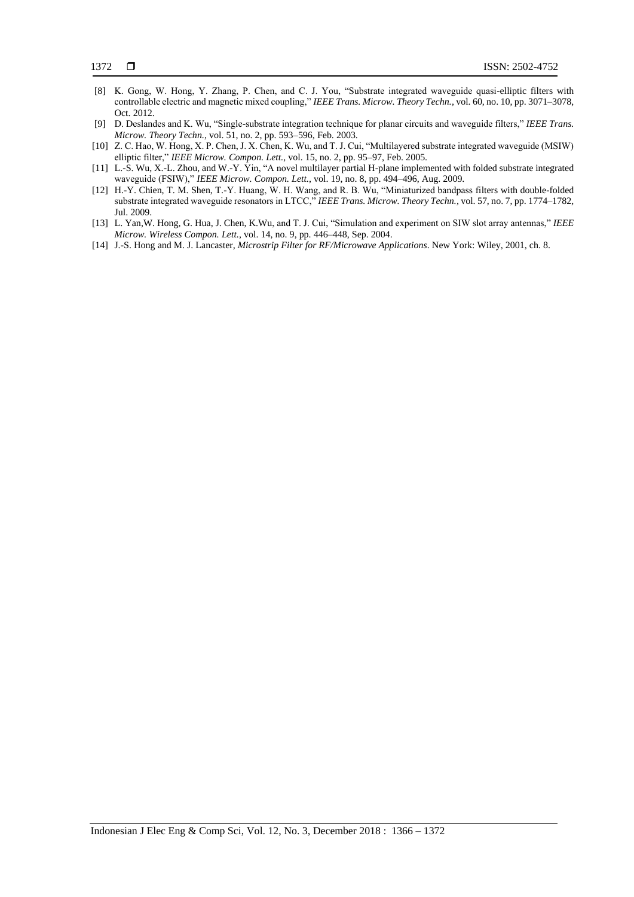[8] K. Gong, W. Hong, Y. Zhang, P. Chen, and C. J. You, "Substrate integrated waveguide quasi-elliptic filters with controllable electric and magnetic mixed coupling," *IEEE Trans. Microw. Theory Techn.*, vol. 60, no. 10, pp. 3071–3078, Oct. 2012.

[9] D. Deslandes and K. Wu, "Single-substrate integration technique for planar circuits and waveguide filters," *IEEE Trans. Microw. Theory Techn.*, vol. 51, no. 2, pp. 593–596, Feb. 2003.

[10] Z. C. Hao, W. Hong, X. P. Chen, J. X. Chen, K. Wu, and T. J. Cui, "Multilayered substrate integrated waveguide (MSIW) elliptic filter," *IEEE Microw. Compon. Lett.*, vol. 15, no. 2, pp. 95–97, Feb. 2005.

[11] L.-S. Wu, X.-L. Zhou, and W.-Y. Yin, "A novel multilayer partial H-plane implemented with folded substrate integrated waveguide (FSIW)," *IEEE Microw. Compon. Lett.*, vol. 19, no. 8, pp. 494–496, Aug. 2009.

[12] H.-Y. Chien, T. M. Shen, T.-Y. Huang, W. H. Wang, and R. B. Wu, "Miniaturized bandpass filters with double-folded substrate integrated waveguide resonators in LTCC," *IEEE Trans. Microw. Theory Techn.*, vol. 57, no. 7, pp. 1774–1782, Jul. 2009.

[13] L. Yan,W. Hong, G. Hua, J. Chen, K.Wu, and T. J. Cui, "Simulation and experiment on SIW slot array antennas," *IEEE Microw. Wireless Compon. Lett.*, vol. 14, no. 9, pp. 446–448, Sep. 2004.

[14] J.-S. Hong and M. J. Lancaster, *Microstrip Filter for RF/Microwave Applications*. New York: Wiley, 2001, ch. 8.